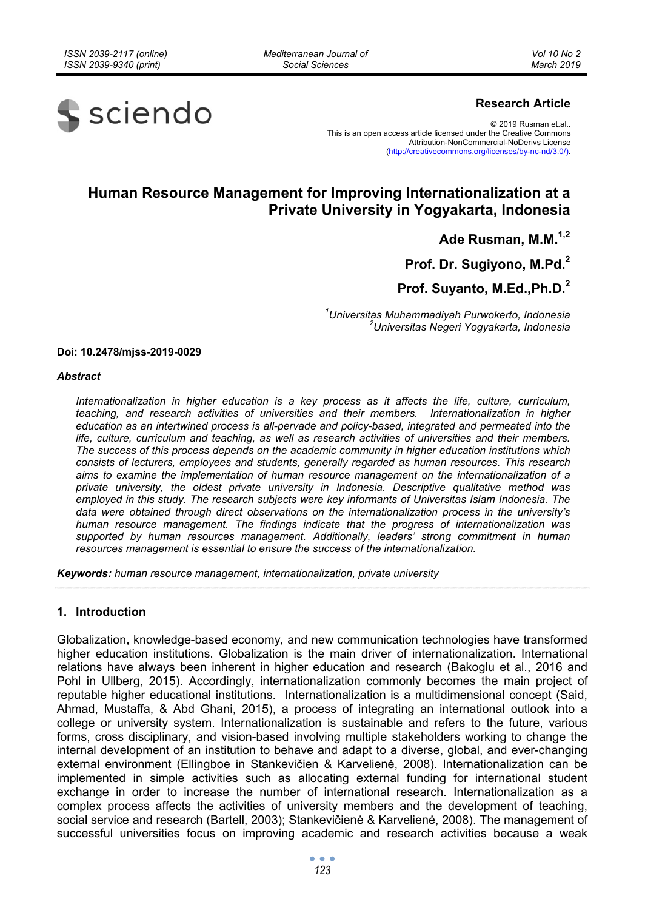**Research Article**

© 2019 Rusman et.al..
This is an open access article licensed under the Creative Commons Attribution-NonCommercial-NoDerivs License (http://creativecommons.org/licenses/by-nc-nd/3.0/).

# Human Resource Management for Improving Internationalization at a Private University in Yogyakarta, Indonesia

**Ade Rusman, M.M.[1,2]**

**Prof. Dr. Sugiyono, M.Pd.[2]**

**Prof. Suyanto, M.Ed.,Ph.D.[2]**

[1]*Universitas Muhammadiyah Purwokerto, Indonesia*
[2]*Universitas Negeri Yogyakarta, Indonesia*

**Doi: 10.2478/mjss-2019-0029**

### *Abstract*

*Internationalization in higher education is a key process as it affects the life, culture, curriculum, teaching, and research activities of universities and their members. Internationalization in higher education as an intertwined process is all-pervade and policy-based, integrated and permeated into the life, culture, curriculum and teaching, as well as research activities of universities and their members. The success of this process depends on the academic community in higher education institutions which consists of lecturers, employees and students, generally regarded as human resources. This research aims to examine the implementation of human resource management on the internationalization of a private university, the oldest private university in Indonesia. Descriptive qualitative method was employed in this study. The research subjects were key informants of Universitas Islam Indonesia. The data were obtained through direct observations on the internationalization process in the university's human resource management. The findings indicate that the progress of internationalization was supported by human resources management. Additionally, leaders' strong commitment in human resources management is essential to ensure the success of the internationalization.*

**Keywords:** *human resource management, internationalization, private university*

## 1. Introduction

Globalization, knowledge-based economy, and new communication technologies have transformed higher education institutions. Globalization is the main driver of internationalization. International relations have always been inherent in higher education and research (Bakoglu et al., 2016 and Pohl in Ullberg, 2015). Accordingly, internationalization commonly becomes the main project of reputable higher educational institutions. Internationalization is a multidimensional concept (Said, Ahmad, Mustaffa, & Abd Ghani, 2015), a process of integrating an international outlook into a college or university system. Internationalization is sustainable and refers to the future, various forms, cross disciplinary, and vision-based involving multiple stakeholders working to change the internal development of an institution to behave and adapt to a diverse, global, and ever-changing external environment (Ellingboe in Stankevičien & Karvelienė, 2008). Internationalization can be implemented in simple activities such as allocating external funding for international student exchange in order to increase the number of international research. Internationalization as a complex process affects the activities of university members and the development of teaching, social service and research (Bartell, 2003); Stankevičienė & Karvelienė, 2008). The management of successful universities focus on improving academic and research activities because a weak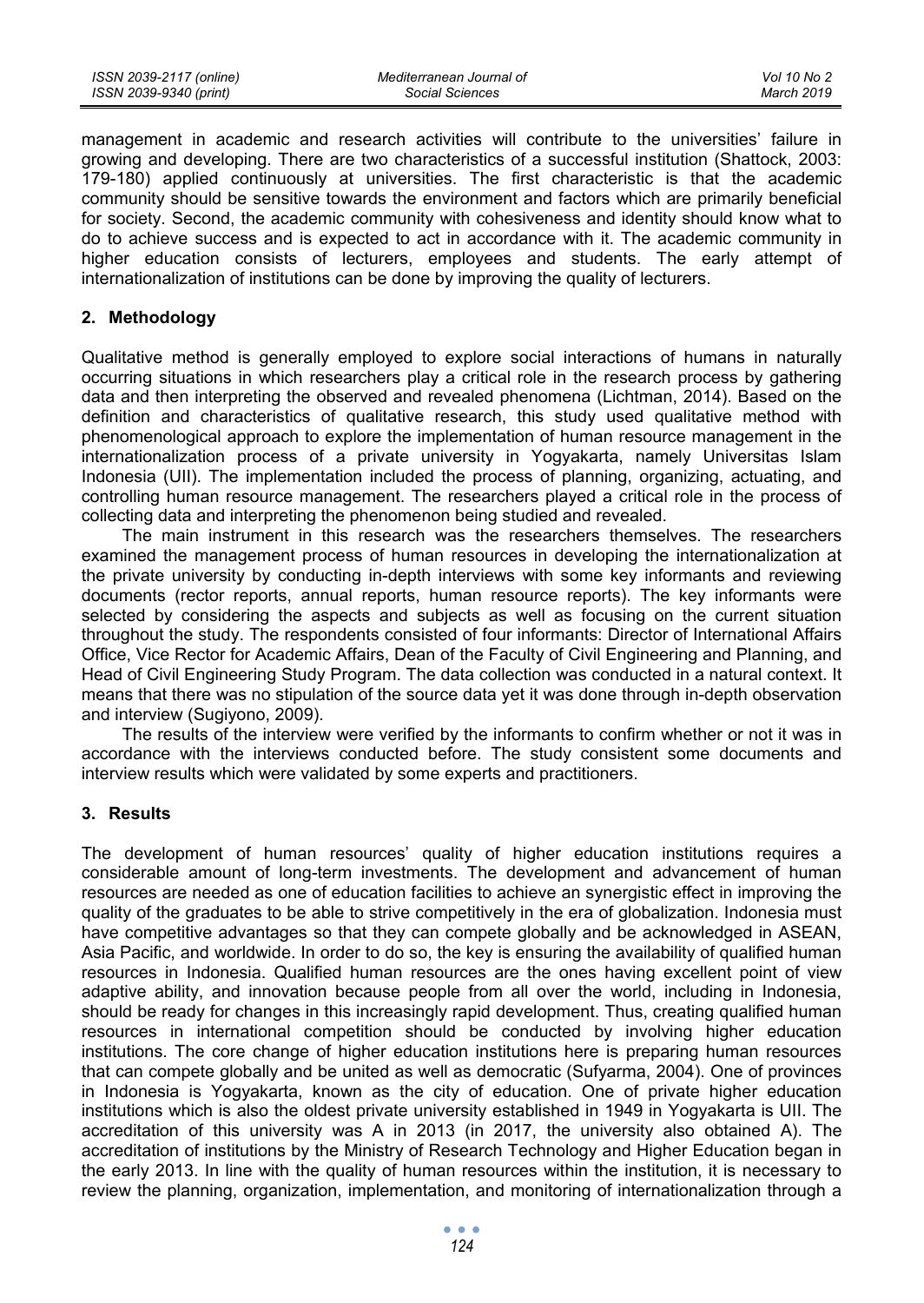management in academic and research activities will contribute to the universities' failure in growing and developing. There are two characteristics of a successful institution (Shattock, 2003: 179-180) applied continuously at universities. The first characteristic is that the academic community should be sensitive towards the environment and factors which are primarily beneficial for society. Second, the academic community with cohesiveness and identity should know what to do to achieve success and is expected to act in accordance with it. The academic community in higher education consists of lecturers, employees and students. The early attempt of internationalization of institutions can be done by improving the quality of lecturers.

## 2. Methodology

Qualitative method is generally employed to explore social interactions of humans in naturally occurring situations in which researchers play a critical role in the research process by gathering data and then interpreting the observed and revealed phenomena (Lichtman, 2014). Based on the definition and characteristics of qualitative research, this study used qualitative method with phenomenological approach to explore the implementation of human resource management in the internationalization process of a private university in Yogyakarta, namely Universitas Islam Indonesia (UII). The implementation included the process of planning, organizing, actuating, and controlling human resource management. The researchers played a critical role in the process of collecting data and interpreting the phenomenon being studied and revealed.

The main instrument in this research was the researchers themselves. The researchers examined the management process of human resources in developing the internationalization at the private university by conducting in-depth interviews with some key informants and reviewing documents (rector reports, annual reports, human resource reports). The key informants were selected by considering the aspects and subjects as well as focusing on the current situation throughout the study. The respondents consisted of four informants: Director of International Affairs Office, Vice Rector for Academic Affairs, Dean of the Faculty of Civil Engineering and Planning, and Head of Civil Engineering Study Program. The data collection was conducted in a natural context. It means that there was no stipulation of the source data yet it was done through in-depth observation and interview (Sugiyono, 2009).

The results of the interview were verified by the informants to confirm whether or not it was in accordance with the interviews conducted before. The study consistent some documents and interview results which were validated by some experts and practitioners.

## 3. Results

The development of human resources' quality of higher education institutions requires a considerable amount of long-term investments. The development and advancement of human resources are needed as one of education facilities to achieve an synergistic effect in improving the quality of the graduates to be able to strive competitively in the era of globalization. Indonesia must have competitive advantages so that they can compete globally and be acknowledged in ASEAN, Asia Pacific, and worldwide. In order to do so, the key is ensuring the availability of qualified human resources in Indonesia. Qualified human resources are the ones having excellent point of view adaptive ability, and innovation because people from all over the world, including in Indonesia, should be ready for changes in this increasingly rapid development. Thus, creating qualified human resources in international competition should be conducted by involving higher education institutions. The core change of higher education institutions here is preparing human resources that can compete globally and be united as well as democratic (Sufyarma, 2004). One of provinces in Indonesia is Yogyakarta, known as the city of education. One of private higher education institutions which is also the oldest private university established in 1949 in Yogyakarta is UII. The accreditation of this university was A in 2013 (in 2017, the university also obtained A). The accreditation of institutions by the Ministry of Research Technology and Higher Education began in the early 2013. In line with the quality of human resources within the institution, it is necessary to review the planning, organization, implementation, and monitoring of internationalization through a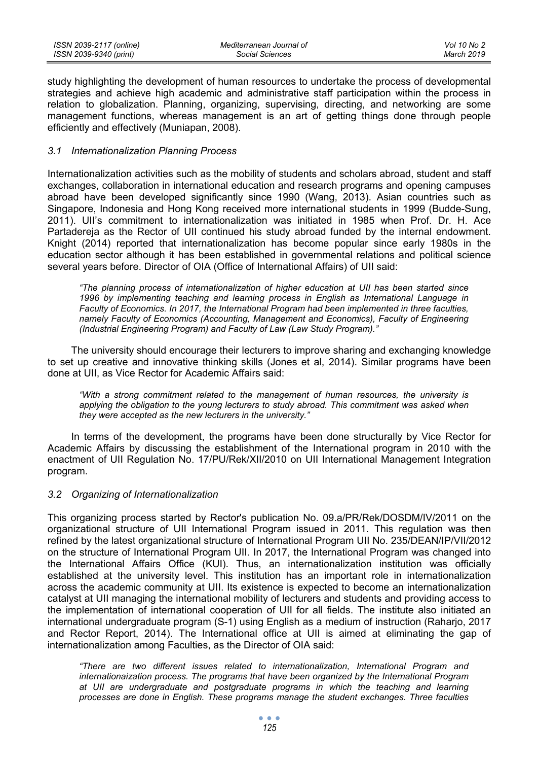study highlighting the development of human resources to undertake the process of developmental strategies and achieve high academic and administrative staff participation within the process in relation to globalization. Planning, organizing, supervising, directing, and networking are some management functions, whereas management is an art of getting things done through people efficiently and effectively (Muniapan, 2008).

### *3.1 Internationalization Planning Process*

Internationalization activities such as the mobility of students and scholars abroad, student and staff exchanges, collaboration in international education and research programs and opening campuses abroad have been developed significantly since 1990 (Wang, 2013). Asian countries such as Singapore, Indonesia and Hong Kong received more international students in 1999 (Budde-Sung, 2011). UII's commitment to internationalization was initiated in 1985 when Prof. Dr. H. Ace Partadereja as the Rector of UII continued his study abroad funded by the internal endowment. Knight (2014) reported that internationalization has become popular since early 1980s in the education sector although it has been established in governmental relations and political science several years before. Director of OIA (Office of International Affairs) of UII said:

> *"The planning process of internationalization of higher education at UII has been started since 1996 by implementing teaching and learning process in English as International Language in Faculty of Economics. In 2017, the International Program had been implemented in three faculties, namely Faculty of Economics (Accounting, Management and Economics), Faculty of Engineering (Industrial Engineering Program) and Faculty of Law (Law Study Program)."*

The university should encourage their lecturers to improve sharing and exchanging knowledge to set up creative and innovative thinking skills (Jones et al, 2014). Similar programs have been done at UII, as Vice Rector for Academic Affairs said:

> *"With a strong commitment related to the management of human resources, the university is applying the obligation to the young lecturers to study abroad. This commitment was asked when they were accepted as the new lecturers in the university."*

In terms of the development, the programs have been done structurally by Vice Rector for Academic Affairs by discussing the establishment of the International program in 2010 with the enactment of UII Regulation No. 17/PU/Rek/XII/2010 on UII International Management Integration program.

### *3.2 Organizing of Internationalization*

This organizing process started by Rector's publication No. 09.a/PR/Rek/DOSDM/IV/2011 on the organizational structure of UII International Program issued in 2011. This regulation was then refined by the latest organizational structure of International Program UII No. 235/DEAN/IP/VII/2012 on the structure of International Program UII. In 2017, the International Program was changed into the International Affairs Office (KUI). Thus, an internationalization institution was officially established at the university level. This institution has an important role in internationalization across the academic community at UII. Its existence is expected to become an internationalization catalyst at UII managing the international mobility of lecturers and students and providing access to the implementation of international cooperation of UII for all fields. The institute also initiated an international undergraduate program (S-1) using English as a medium of instruction (Raharjo, 2017 and Rector Report, 2014). The International office at UII is aimed at eliminating the gap of internationalization among Faculties, as the Director of OIA said:

> *"There are two different issues related to internationalization, International Program and internationaization process. The programs that have been organized by the International Program at UII are undergraduate and postgraduate programs in which the teaching and learning processes are done in English. These programs manage the student exchanges. Three faculties*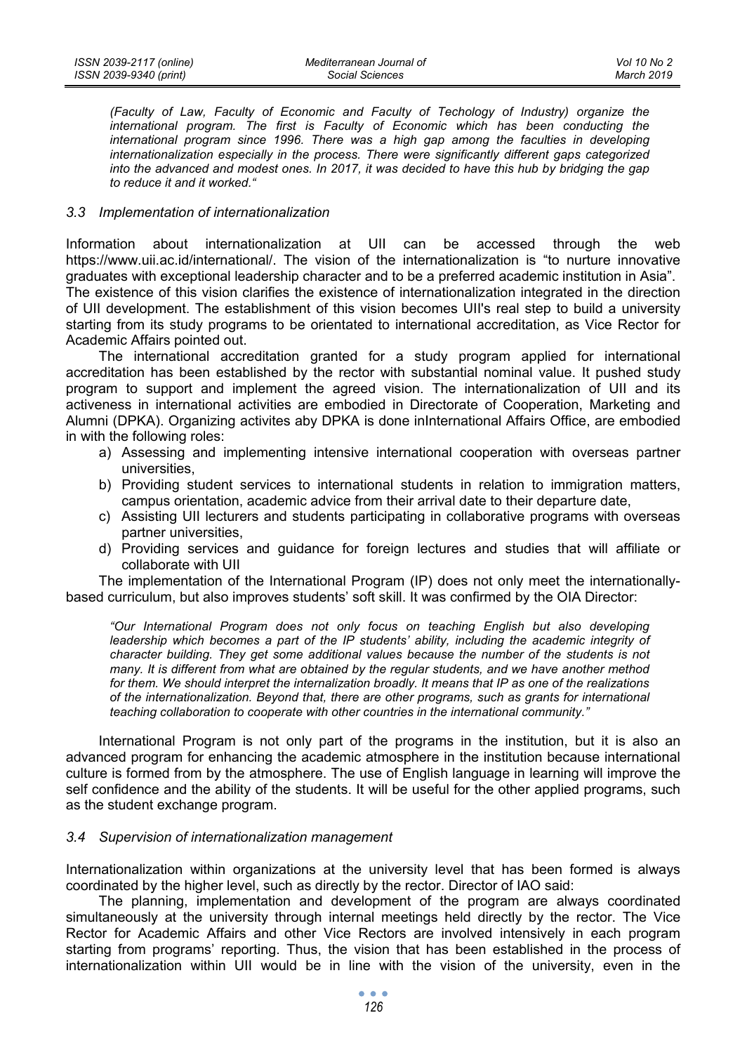*(Faculty of Law, Faculty of Economic and Faculty of Techology of Industry) organize the international program. The first is Faculty of Economic which has been conducting the international program since 1996. There was a high gap among the faculties in developing internationalization especially in the process. There were significantly different gaps categorized into the advanced and modest ones. In 2017, it was decided to have this hub by bridging the gap to reduce it and it worked."*

### *3.3 Implementation of internationalization*

Information about internationalization at UII can be accessed through the web https://www.uii.ac.id/international/. The vision of the internationalization is "to nurture innovative graduates with exceptional leadership character and to be a preferred academic institution in Asia". The existence of this vision clarifies the existence of internationalization integrated in the direction of UII development. The establishment of this vision becomes UII's real step to build a university starting from its study programs to be orientated to international accreditation, as Vice Rector for Academic Affairs pointed out.

The international accreditation granted for a study program applied for international accreditation has been established by the rector with substantial nominal value. It pushed study program to support and implement the agreed vision. The internationalization of UII and its activeness in international activities are embodied in Directorate of Cooperation, Marketing and Alumni (DPKA). Organizing activites aby DPKA is done inInternational Affairs Office, are embodied in with the following roles:

a) Assessing and implementing intensive international cooperation with overseas partner universities,
b) Providing student services to international students in relation to immigration matters, campus orientation, academic advice from their arrival date to their departure date,
c) Assisting UII lecturers and students participating in collaborative programs with overseas partner universities,
d) Providing services and guidance for foreign lectures and studies that will affiliate or collaborate with UII

The implementation of the International Program (IP) does not only meet the internationally-based curriculum, but also improves students' soft skill. It was confirmed by the OIA Director:

*"Our International Program does not only focus on teaching English but also developing leadership which becomes a part of the IP students' ability, including the academic integrity of character building. They get some additional values because the number of the students is not many. It is different from what are obtained by the regular students, and we have another method for them. We should interpret the internalization broadly. It means that IP as one of the realizations of the internationalization. Beyond that, there are other programs, such as grants for international teaching collaboration to cooperate with other countries in the international community."*

International Program is not only part of the programs in the institution, but it is also an advanced program for enhancing the academic atmosphere in the institution because international culture is formed from by the atmosphere. The use of English language in learning will improve the self confidence and the ability of the students. It will be useful for the other applied programs, such as the student exchange program.

### *3.4 Supervision of internationalization management*

Internationalization within organizations at the university level that has been formed is always coordinated by the higher level, such as directly by the rector. Director of IAO said:

The planning, implementation and development of the program are always coordinated simultaneously at the university through internal meetings held directly by the rector. The Vice Rector for Academic Affairs and other Vice Rectors are involved intensively in each program starting from programs' reporting. Thus, the vision that has been established in the process of internationalization within UII would be in line with the vision of the university, even in the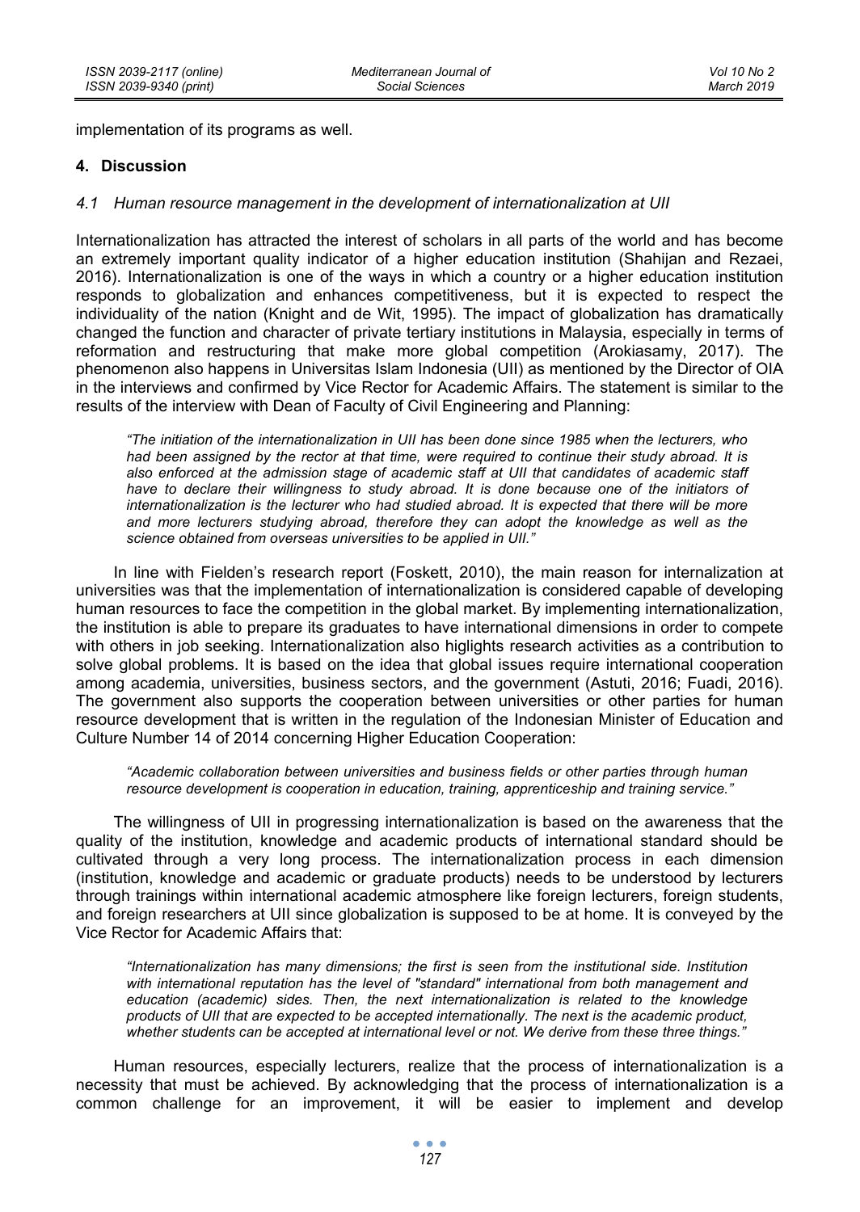implementation of its programs as well.

## 4. Discussion

### *4.1 Human resource management in the development of internationalization at UII*

Internationalization has attracted the interest of scholars in all parts of the world and has become an extremely important quality indicator of a higher education institution (Shahijan and Rezaei, 2016). Internationalization is one of the ways in which a country or a higher education institution responds to globalization and enhances competitiveness, but it is expected to respect the individuality of the nation (Knight and de Wit, 1995). The impact of globalization has dramatically changed the function and character of private tertiary institutions in Malaysia, especially in terms of reformation and restructuring that make more global competition (Arokiasamy, 2017). The phenomenon also happens in Universitas Islam Indonesia (UII) as mentioned by the Director of OIA in the interviews and confirmed by Vice Rector for Academic Affairs. The statement is similar to the results of the interview with Dean of Faculty of Civil Engineering and Planning:

> *"The initiation of the internationalization in UII has been done since 1985 when the lecturers, who had been assigned by the rector at that time, were required to continue their study abroad. It is also enforced at the admission stage of academic staff at UII that candidates of academic staff have to declare their willingness to study abroad. It is done because one of the initiators of internationalization is the lecturer who had studied abroad. It is expected that there will be more and more lecturers studying abroad, therefore they can adopt the knowledge as well as the science obtained from overseas universities to be applied in UII."*

In line with Fielden's research report (Foskett, 2010), the main reason for internalization at universities was that the implementation of internationalization is considered capable of developing human resources to face the competition in the global market. By implementing internationalization, the institution is able to prepare its graduates to have international dimensions in order to compete with others in job seeking. Internationalization also higlights research activities as a contribution to solve global problems. It is based on the idea that global issues require international cooperation among academia, universities, business sectors, and the government (Astuti, 2016; Fuadi, 2016). The government also supports the cooperation between universities or other parties for human resource development that is written in the regulation of the Indonesian Minister of Education and Culture Number 14 of 2014 concerning Higher Education Cooperation:

> *"Academic collaboration between universities and business fields or other parties through human resource development is cooperation in education, training, apprenticeship and training service."*

The willingness of UII in progressing internationalization is based on the awareness that the quality of the institution, knowledge and academic products of international standard should be cultivated through a very long process. The internationalization process in each dimension (institution, knowledge and academic or graduate products) needs to be understood by lecturers through trainings within international academic atmosphere like foreign lecturers, foreign students, and foreign researchers at UII since globalization is supposed to be at home. It is conveyed by the Vice Rector for Academic Affairs that:

> *"Internationalization has many dimensions; the first is seen from the institutional side. Institution with international reputation has the level of "standard" international from both management and education (academic) sides. Then, the next internationalization is related to the knowledge products of UII that are expected to be accepted internationally. The next is the academic product, whether students can be accepted at international level or not. We derive from these three things."*

Human resources, especially lecturers, realize that the process of internationalization is a necessity that must be achieved. By acknowledging that the process of internationalization is a common challenge for an improvement, it will be easier to implement and develop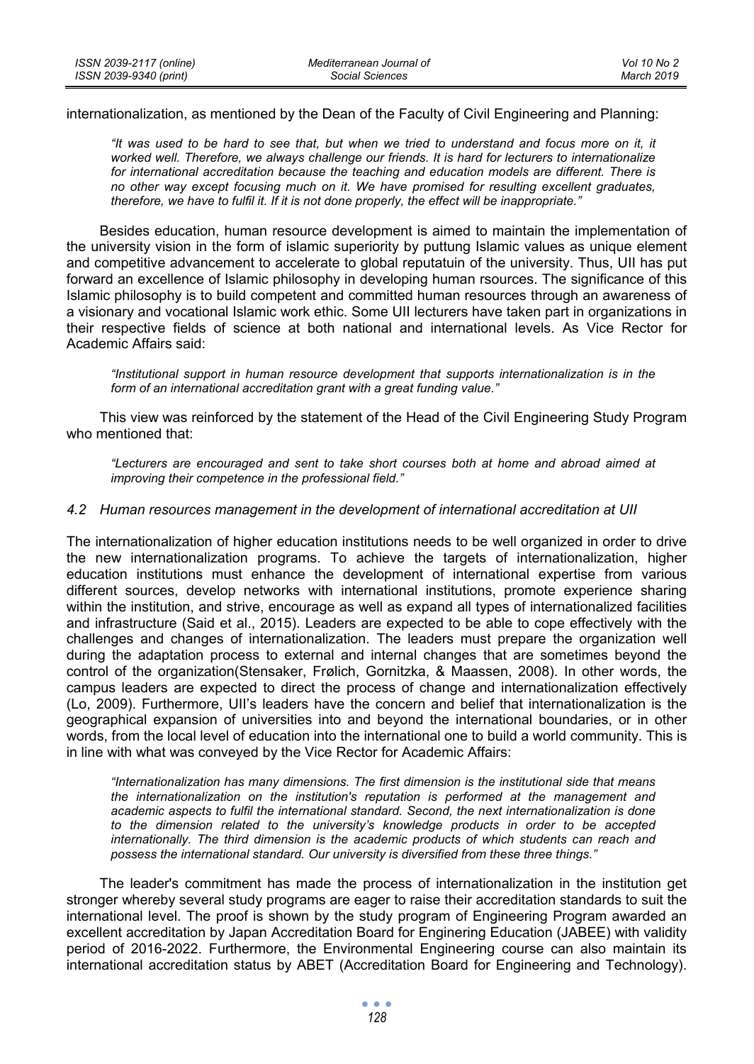internationalization, as mentioned by the Dean of the Faculty of Civil Engineering and Planning:

> *"It was used to be hard to see that, but when we tried to understand and focus more on it, it worked well. Therefore, we always challenge our friends. It is hard for lecturers to internationalize for international accreditation because the teaching and education models are different. There is no other way except focusing much on it. We have promised for resulting excellent graduates, therefore, we have to fulfil it. If it is not done properly, the effect will be inappropriate."*

Besides education, human resource development is aimed to maintain the implementation of the university vision in the form of islamic superiority by puttung Islamic values as unique element and competitive advancement to accelerate to global reputatuin of the university. Thus, UII has put forward an excellence of Islamic philosophy in developing human rsources. The significance of this Islamic philosophy is to build competent and committed human resources through an awareness of a visionary and vocational Islamic work ethic. Some UII lecturers have taken part in organizations in their respective fields of science at both national and international levels. As Vice Rector for Academic Affairs said:

> *"Institutional support in human resource development that supports internationalization is in the form of an international accreditation grant with a great funding value."*

This view was reinforced by the statement of the Head of the Civil Engineering Study Program who mentioned that:

> *"Lecturers are encouraged and sent to take short courses both at home and abroad aimed at improving their competence in the professional field."*

### *4.2 Human resources management in the development of international accreditation at UII*

The internationalization of higher education institutions needs to be well organized in order to drive the new internationalization programs. To achieve the targets of internationalization, higher education institutions must enhance the development of international expertise from various different sources, develop networks with international institutions, promote experience sharing within the institution, and strive, encourage as well as expand all types of internationalized facilities and infrastructure (Said et al., 2015). Leaders are expected to be able to cope effectively with the challenges and changes of internationalization. The leaders must prepare the organization well during the adaptation process to external and internal changes that are sometimes beyond the control of the organization(Stensaker, Frølich, Gornitzka, & Maassen, 2008). In other words, the campus leaders are expected to direct the process of change and internationalization effectively (Lo, 2009). Furthermore, UII's leaders have the concern and belief that internationalization is the geographical expansion of universities into and beyond the international boundaries, or in other words, from the local level of education into the international one to build a world community. This is in line with what was conveyed by the Vice Rector for Academic Affairs:

> *"Internationalization has many dimensions. The first dimension is the institutional side that means the internationalization on the institution's reputation is performed at the management and academic aspects to fulfil the international standard. Second, the next internationalization is done to the dimension related to the university's knowledge products in order to be accepted internationally. The third dimension is the academic products of which students can reach and possess the international standard. Our university is diversified from these three things."*

The leader's commitment has made the process of internationalization in the institution get stronger whereby several study programs are eager to raise their accreditation standards to suit the international level. The proof is shown by the study program of Engineering Program awarded an excellent accreditation by Japan Accreditation Board for Enginering Education (JABEE) with validity period of 2016-2022. Furthermore, the Environmental Engineering course can also maintain its international accreditation status by ABET (Accreditation Board for Engineering and Technology).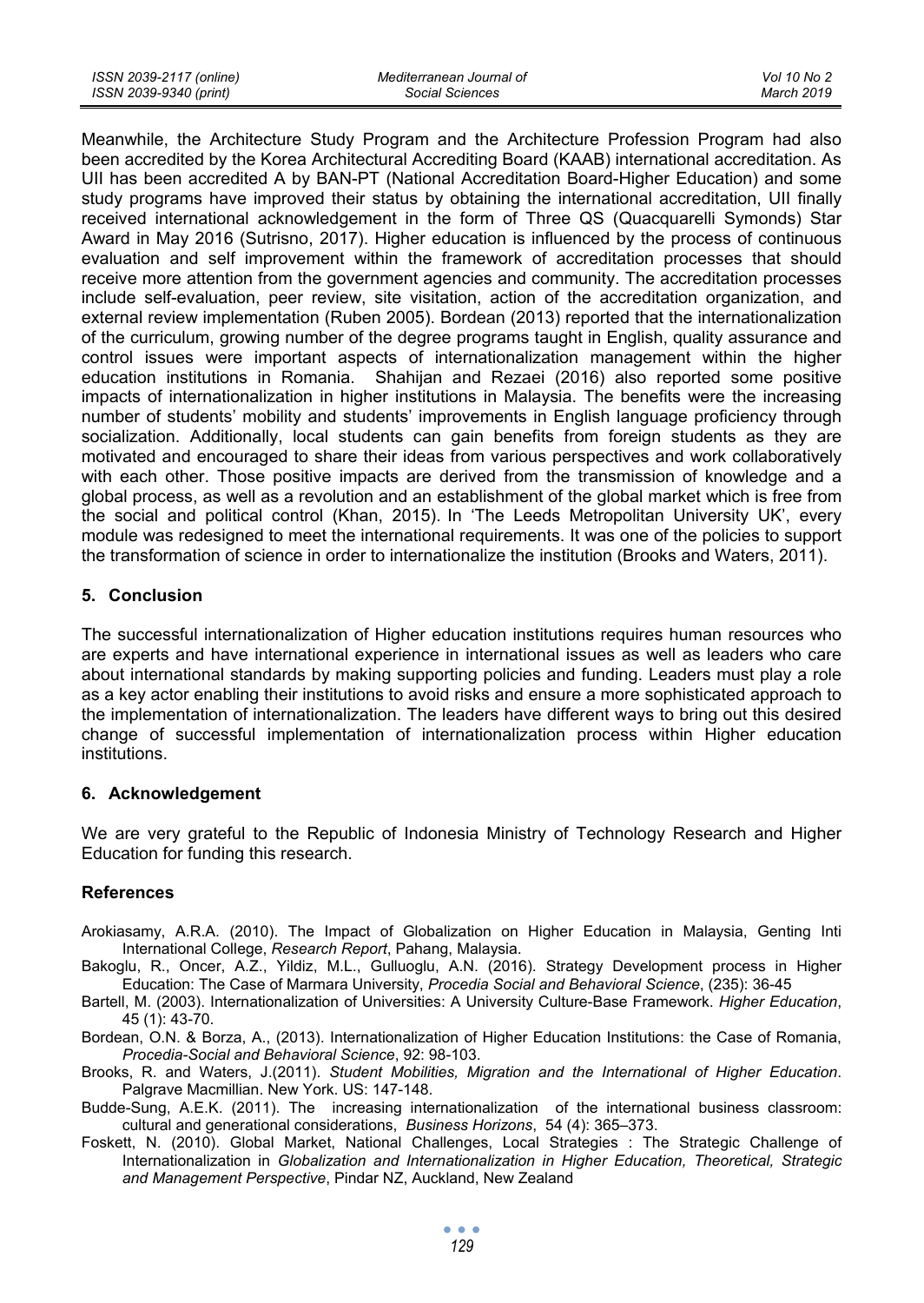Meanwhile, the Architecture Study Program and the Architecture Profession Program had also been accredited by the Korea Architectural Accrediting Board (KAAB) international accreditation. As UII has been accredited A by BAN-PT (National Accreditation Board-Higher Education) and some study programs have improved their status by obtaining the international accreditation, UII finally received international acknowledgement in the form of Three QS (Quacquarelli Symonds) Star Award in May 2016 (Sutrisno, 2017). Higher education is influenced by the process of continuous evaluation and self improvement within the framework of accreditation processes that should receive more attention from the government agencies and community. The accreditation processes include self-evaluation, peer review, site visitation, action of the accreditation organization, and external review implementation (Ruben 2005). Bordean (2013) reported that the internationalization of the curriculum, growing number of the degree programs taught in English, quality assurance and control issues were important aspects of internationalization management within the higher education institutions in Romania. Shahijan and Rezaei (2016) also reported some positive impacts of internationalization in higher institutions in Malaysia. The benefits were the increasing number of students' mobility and students' improvements in English language proficiency through socialization. Additionally, local students can gain benefits from foreign students as they are motivated and encouraged to share their ideas from various perspectives and work collaboratively with each other. Those positive impacts are derived from the transmission of knowledge and a global process, as well as a revolution and an establishment of the global market which is free from the social and political control (Khan, 2015). In 'The Leeds Metropolitan University UK', every module was redesigned to meet the international requirements. It was one of the policies to support the transformation of science in order to internationalize the institution (Brooks and Waters, 2011).

## 5. Conclusion

The successful internationalization of Higher education institutions requires human resources who are experts and have international experience in international issues as well as leaders who care about international standards by making supporting policies and funding. Leaders must play a role as a key actor enabling their institutions to avoid risks and ensure a more sophisticated approach to the implementation of internationalization. The leaders have different ways to bring out this desired change of successful implementation of internationalization process within Higher education institutions.

## 6. Acknowledgement

We are very grateful to the Republic of Indonesia Ministry of Technology Research and Higher Education for funding this research.

## References

Arokiasamy, A.R.A. (2010). The Impact of Globalization on Higher Education in Malaysia, Genting Inti International College, *Research Report*, Pahang, Malaysia.

Bakoglu, R., Oncer, A.Z., Yildiz, M.L., Gulluoglu, A.N. (2016). Strategy Development process in Higher Education: The Case of Marmara University, *Procedia Social and Behavioral Science*, (235): 36-45

Bartell, M. (2003). Internationalization of Universities: A University Culture-Base Framework. *Higher Education*, 45 (1): 43-70.

Bordean, O.N. & Borza, A., (2013). Internationalization of Higher Education Institutions: the Case of Romania, *Procedia-Social and Behavioral Science*, 92: 98-103.

Brooks, R. and Waters, J.(2011). *Student Mobilities, Migration and the International of Higher Education*. Palgrave Macmillian. New York. US: 147-148.

Budde-Sung, A.E.K. (2011). The increasing internationalization of the international business classroom: cultural and generational considerations, *Business Horizons*, 54 (4): 365–373.

Foskett, N. (2010). Global Market, National Challenges, Local Strategies : The Strategic Challenge of Internationalization in *Globalization and Internationalization in Higher Education, Theoretical, Strategic and Management Perspective*, Pindar NZ, Auckland, New Zealand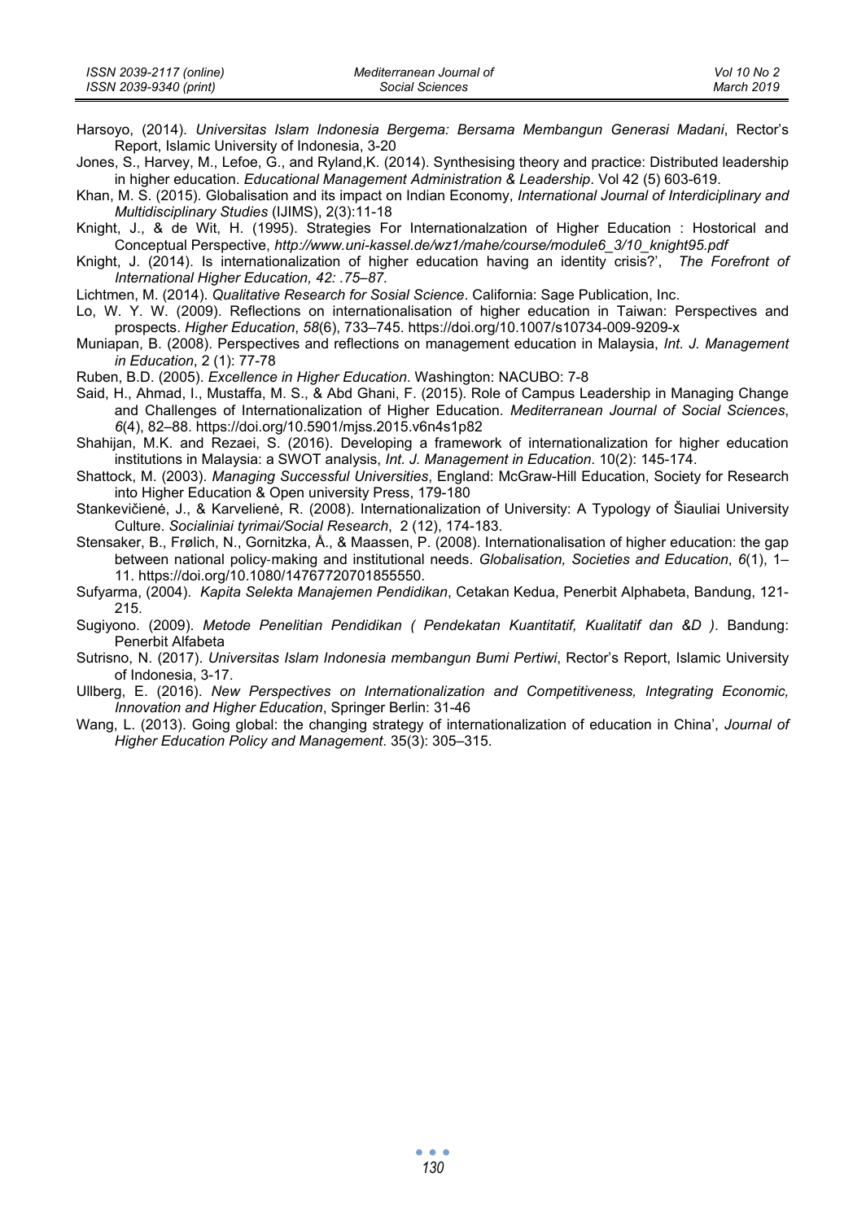Harsoyo, (2014). *Universitas Islam Indonesia Bergema: Bersama Membangun Generasi Madani*, Rector's Report, Islamic University of Indonesia, 3-20

Jones, S., Harvey, M., Lefoe, G., and Ryland,K. (2014). Synthesising theory and practice: Distributed leadership in higher education. *Educational Management Administration & Leadership*. Vol 42 (5) 603-619.

Khan, M. S. (2015). Globalisation and its impact on Indian Economy, *International Journal of Interdiciplinary and Multidisciplinary Studies* (IJIMS), 2(3):11-18

Knight, J., & de Wit, H. (1995). Strategies For Internationalzation of Higher Education : Hostorical and Conceptual Perspective, *http://www.uni-kassel.de/wz1/mahe/course/module6_3/10_knight95.pdf*

Knight, J. (2014). Is internationalization of higher education having an identity crisis?', *The Forefront of International Higher Education, 42: .75–87.*

Lichtmen, M. (2014). *Qualitative Research for Sosial Science*. California: Sage Publication, Inc.

Lo, W. Y. W. (2009). Reflections on internationalisation of higher education in Taiwan: Perspectives and prospects. *Higher Education*, *58*(6), 733–745. https://doi.org/10.1007/s10734-009-9209-x

Muniapan, B. (2008). Perspectives and reflections on management education in Malaysia, *Int. J. Management in Education*, 2 (1): 77-78

Ruben, B.D. (2005). *Excellence in Higher Education*. Washington: NACUBO: 7-8

Said, H., Ahmad, I., Mustaffa, M. S., & Abd Ghani, F. (2015). Role of Campus Leadership in Managing Change and Challenges of Internationalization of Higher Education. *Mediterranean Journal of Social Sciences*, *6*(4), 82–88. https://doi.org/10.5901/mjss.2015.v6n4s1p82

Shahijan, M.K. and Rezaei, S. (2016). Developing a framework of internationalization for higher education institutions in Malaysia: a SWOT analysis, *Int. J. Management in Education*. 10(2): 145-174.

Shattock, M. (2003). *Managing Successful Universities*, England: McGraw-Hill Education, Society for Research into Higher Education & Open university Press, 179-180

Stankevičienė, J., & Karvelienė, R. (2008). Internationalization of University: A Typology of Šiauliai University Culture. *Socialiniai tyrimai/Social Research*, 2 (12), 174-183.

Stensaker, B., Frølich, N., Gornitzka, Å., & Maassen, P. (2008). Internationalisation of higher education: the gap between national policy-making and institutional needs. *Globalisation, Societies and Education*, *6*(1), 1–11. https://doi.org/10.1080/14767720701855550.

Sufyarma, (2004). *Kapita Selekta Manajemen Pendidikan*, Cetakan Kedua, Penerbit Alphabeta, Bandung, 121-215.

Sugiyono. (2009). *Metode Penelitian Pendidikan ( Pendekatan Kuantitatif, Kualitatif dan &D )*. Bandung: Penerbit Alfabeta

Sutrisno, N. (2017). *Universitas Islam Indonesia membangun Bumi Pertiwi*, Rector's Report, Islamic University of Indonesia, 3-17.

Ullberg, E. (2016). *New Perspectives on Internationalization and Competitiveness, Integrating Economic, Innovation and Higher Education*, Springer Berlin: 31-46

Wang, L. (2013). Going global: the changing strategy of internationalization of education in China', *Journal of Higher Education Policy and Management*. 35(3): 305–315.